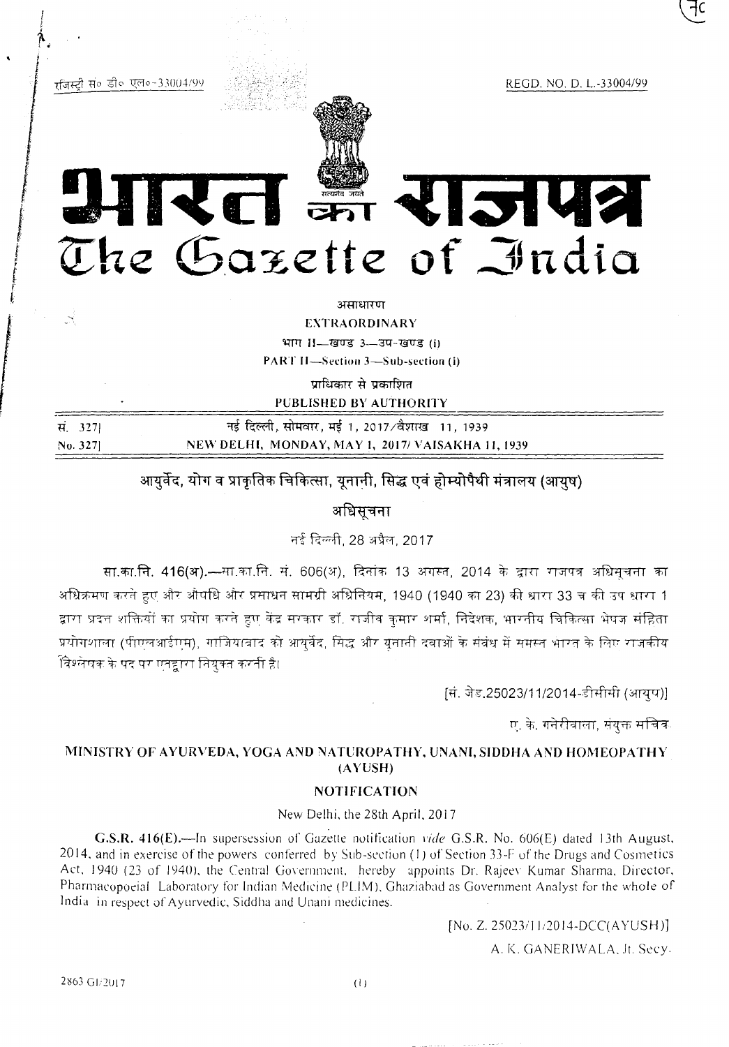रजिस्ट्री सं० डी० एल०-33004/99 REGD. NO. D. L.-33004/99

# भारत का राजपत्र
# The Gazette of India

असाधारण

**EXTRAORDINARY**

भाग II—खण्ड 3—उप-खण्ड (i)

**PART II—Section 3—Sub-section (i)**

प्राधिकार से प्रकाशित

**PUBLISHED BY AUTHORITY**

| | |
|---|---|
| सं. 327] | नई दिल्ली, सोमवार, मई 1, 2017/वैशाख 11, 1939 |
| No. 327] | NEW DELHI, MONDAY, MAY 1, 2017/ VAISAKHA 11, 1939 |

## आयुर्वेद, योग व प्राकृतिक चिकित्सा, यूनानी, सिद्ध एवं होम्योपैथी मंत्रालय (आयुष)

### अधिसूचना

नई दिल्ली, 28 अप्रैल, 2017

**सा.का.नि. 416(अ).**—सा.का.नि. सं. 606(अ), दिनांक 13 अगस्त, 2014 के द्वारा राजपत्र अधिसूचना का अधिक्रमण करते हुए और औषधि और प्रसाधन सामग्री अधिनियम, 1940 (1940 का 23) की धारा 33 च की उप धारा 1 द्वारा प्रदत्त शक्तियों का प्रयोग करते हुए केंद्र सरकार डॉ. राजीव कुमार शर्मा, निदेशक, भारतीय चिकित्सा भेषज संहिता प्रयोगशाला (पीएलआईएम), गाजियाबाद को आयुर्वेद, सिद्ध और यूनानी दवाओं के संबंध में समस्त भारत के लिए राजकीय विश्लेषक के पद पर एतद्द्वारा नियुक्त करती है।

[सं. जेड.25023/11/2014-डीसीसी (आयुष)]

ए. के. गनेरीवाला, संयुक्त सचिव

## MINISTRY OF AYURVEDA, YOGA AND NATUROPATHY, UNANI, SIDDHA AND HOMEOPATHY (AYUSH)

### NOTIFICATION

New Delhi, the 28th April, 2017

**G.S.R. 416(E).**—In supersession of Gazette notification *vide* G.S.R. No. 606(E) dated 13th August, 2014, and in exercise of the powers conferred by Sub-section (1) of Section 33-F of the Drugs and Cosmetics Act, 1940 (23 of 1940), the Central Government, hereby appoints Dr. Rajeev Kumar Sharma, Director, Pharmacopoeial Laboratory for Indian Medicine (PLIM), Ghaziabad as Government Analyst for the whole of India in respect of Ayurvedic, Siddha and Unani medicines.

[No. Z. 25023/11/2014-DCC(AYUSH)]

A. K. GANERIWALA, Jt. Secy.

2863 GI/2017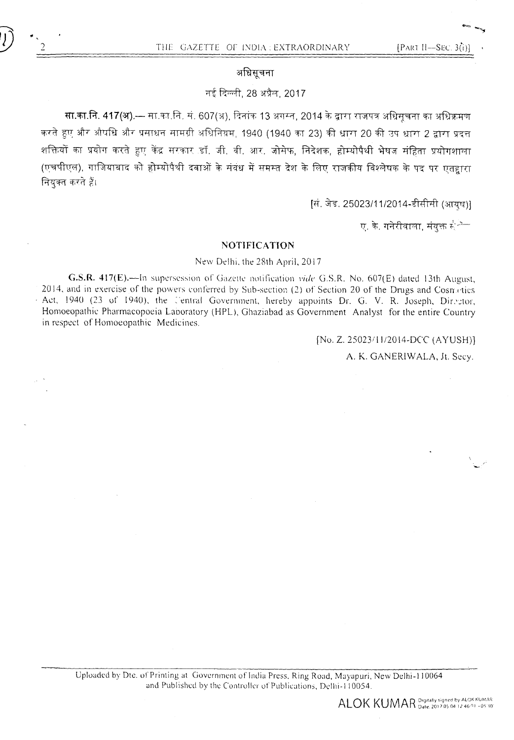## अधिसूचना

नई दिल्ली, 28 अप्रैल, 2017

**सा.का.नि. 417(अ).**— सा.का.नि. सं. 607(अ), दिनांक 13 अगस्त, 2014 के द्वारा राजपत्र अधिसूचना का अधिक्रमण करते हुए और औषधि और प्रसाधन सामग्री अधिनियम, 1940 (1940 का 23) की धारा 20 की उप धारा 2 द्वारा प्रदत्त शक्तियों का प्रयोग करते हुए केंद्र सरकार डॉ. जी. वी. आर. जोसेफ, निदेशक, होम्योपैथी भेषज संहिता प्रयोगशाला (एचपीएल), गाजियाबाद को होम्योपैथी दवाओं के संबंध में समस्त देश के लिए राजकीय विश्लेषक के पद पर एतद्द्वारा नियुक्त करते हैं।

[सं. जेड. 25023/11/2014-डीसीसी (आयुष)]

ए. के. गनेरीवाला, संयुक्त सचिव

## NOTIFICATION

New Delhi, the 28th April, 2017

**G.S.R. 417(E).**—In supersession of Gazette notification *vide* G.S.R. No. 607(E) dated 13th August, 2014, and in exercise of the powers conferred by Sub-section (2) of Section 20 of the Drugs and Cosmetics Act, 1940 (23 of 1940), the Central Government, hereby appoints Dr. G. V. R. Joseph, Director, Homoeopathic Pharmacopoeia Laboratory (HPL), Ghaziabad as Government Analyst for the entire Country in respect of Homoeopathic Medicines.

[No. Z. 25023/11/2014-DCC (AYUSH)]

A. K. GANERIWALA, Jt. Secy.

Uploaded by Dte. of Printing at Government of India Press, Ring Road, Mayapuri, New Delhi-110064 and Published by the Controller of Publications, Delhi-110054.

ALOK KUMAR Digitally signed by ALOK KUMAR Date: 2017.05.04 12:46:01 +05'30'